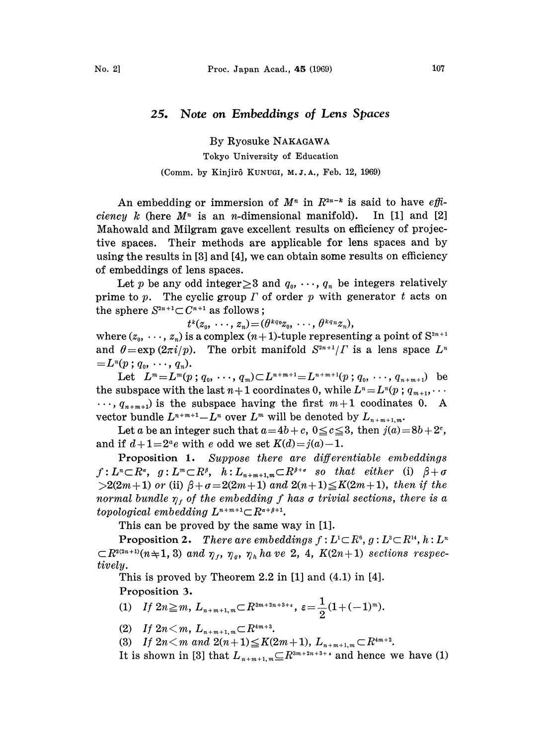# 25. Note on Embeddings of Lens Spaces

By Ryosuke NAKAGAWA

Tokyo University of Education

(Comm. by Kinjirô KUNUGI, M. J. A., Feb. 12, 1969)

An embedding or immersion of $M^n$ in $R^{2n-k}$ is said to have *efficiency* $k$ (here $M^n$ is an $n$-dimensional manifold). In [1] and [2] Mahowald and Milgram gave excellent results on efficiency of projective spaces. Their methods are applicable for lens spaces and by using the results in [3] and [4], we can obtain some results on efficiency of embeddings of lens spaces.

Let $p$ be any odd integer $\geq 3$ and $q_0, \cdots, q_n$ be integers relatively prime to $p$. The cyclic group $\Gamma$ of order $p$ with generator $t$ acts on the sphere $S^{2n+1} \subset C^{n+1}$ as follows;

$$t^k(z_0, \cdots, z_n) = (\theta^{kq_0} z_0, \cdots, \theta^{kq_n} z_n),$$

where $(z_0, \cdots, z_n)$ is a complex $(n+1)$-tuple representing a point of $S^{2n+1}$ and $\theta = \exp(2\pi i/p)$. The orbit manifold $S^{2n+1}/\Gamma$ is a lens space $L^n = L^n(p\,; q_0, \cdots, q_n)$.

Let $L^m = L^m(p\,; q_0, \cdots, q_m) \subset L^{n+m+1} = L^{n+m+1}(p\,; q_0, \cdots, q_{n+m+1})$ be the subspace with the last $n+1$ coordinates 0, while $L^n = L^n(p\,; q_{m+1}, \cdots \cdots, q_{n+m+1})$ is the subspace having the first $m+1$ coodinates 0. A vector bundle $L^{n+m+1} - L^n$ over $L^m$ will be denoted by $L_{n+m+1,m}$.

Let $a$ be an integer such that $a = 4b + c$, $0 \leq c \leq 3$, then $j(a) = 8b + 2^c$, and if $d + 1 = 2^a e$ with $e$ odd we set $K(d) = j(a) - 1$.

**Proposition 1.** *Suppose there are differentiable embeddings $f: L^n \subset R^\alpha$, $g: L^m \subset R^\beta$, $h: L_{n+m+1,m} \subset R^{\beta+\sigma}$ so that either (i) $\beta + \sigma > 2(2m+1)$ or (ii) $\beta + \sigma = 2(2m+1)$ and $2(n+1) \leq K(2m+1)$, then if the normal bundle $\eta_f$ of the embedding $f$ has $\sigma$ trivial sections, there is a topological embedding $L^{n+m+1} \subset R^{\alpha+\beta+1}$.*

This can be proved by the same way in [1].

**Proposition 2.** *There are embeddings $f: L^1 \subset R^6$, $g: L^3 \subset R^{14}$, $h: L^n \subset R^{2(2n+1)} (n \neq 1, 3)$ and $\eta_f$, $\eta_g$, $\eta_h$ have 2, 4, $K(2n+1)$ sections respectively.*

This is proved by Theorem 2.2 in [1] and (4.1) in [4].

**Proposition 3.**

(1) *If $2n \geq m$, $L_{n+m+1,m} \subset R^{3m+2n+3+\varepsilon}$, $\varepsilon = \frac{1}{2}(1 + (-1)^m)$.*

(2) *If $2n < m$, $L_{n+m+1,m} \subset R^{4m+3}$.*

(3) *If $2n < m$ and $2(n+1) \leq K(2m+1)$, $L_{n+m+1,m} \subset R^{4m+2}$.*

It is shown in [3] that $L_{n+m+1,m} \subseteq R^{3m+2n+3+\varepsilon}$ and hence we have (1)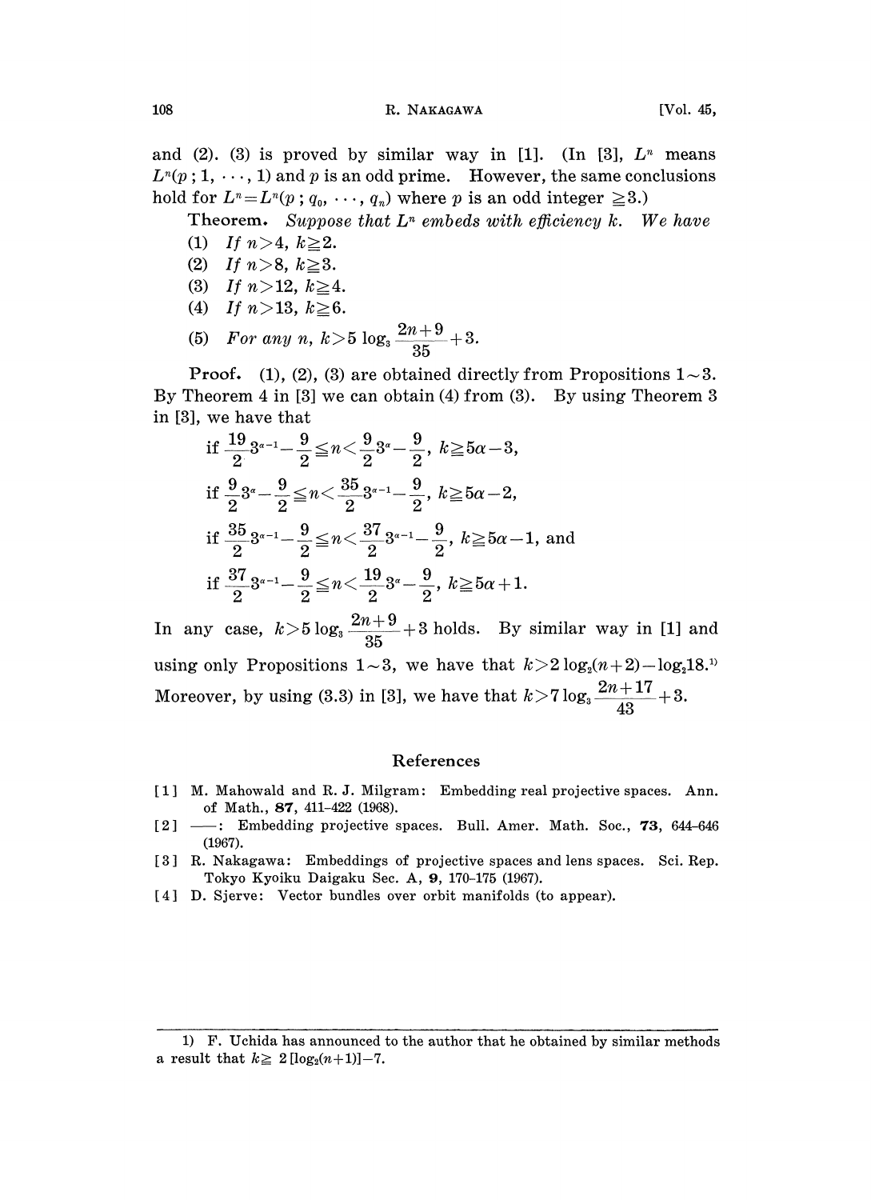and (2). (3) is proved by similar way in [1]. (In [3], $L^n$ means $L^n(p; 1, \cdots, 1)$ and $p$ is an odd prime. However, the same conclusions hold for $L^n = L^n(p; q_0, \cdots, q_n)$ where $p$ is an odd integer $\geqq 3$.)

**Theorem.** *Suppose that $L^n$ embeds with efficiency $k$. We have*

(1) *If $n>4$, $k \geqq 2$.*

(2) *If $n>8$, $k \geqq 3$.*

(3) *If $n>12$, $k \geqq 4$.*

(4) *If $n>13$, $k \geqq 6$.*

(5) *For any $n$, $k > 5 \log_3 \dfrac{2n+9}{35} + 3$.*

**Proof.** (1), (2), (3) are obtained directly from Propositions 1~3. By Theorem 4 in [3] we can obtain (4) from (3). By using Theorem 3 in [3], we have that

$$\text{if } \frac{19}{2}3^{\alpha-1} - \frac{9}{2} \leqq n < \frac{9}{2}3^{\alpha} - \frac{9}{2},\ k \geqq 5\alpha - 3,$$

$$\text{if } \frac{9}{2}3^{\alpha} - \frac{9}{2} \leqq n < \frac{35}{2}3^{\alpha-1} - \frac{9}{2},\ k \geqq 5\alpha - 2,$$

$$\text{if } \frac{35}{2}3^{\alpha-1} - \frac{9}{2} \leqq n < \frac{37}{2}3^{\alpha-1} - \frac{9}{2},\ k \geqq 5\alpha - 1, \text{ and}$$

$$\text{if } \frac{37}{2}3^{\alpha-1} - \frac{9}{2} \leqq n < \frac{19}{2}3^{\alpha} - \frac{9}{2},\ k \geqq 5\alpha + 1.$$

In any case, $k > 5 \log_3 \dfrac{2n+9}{35} + 3$ holds. By similar way in [1] and using only Propositions 1~3, we have that $k > 2 \log_2 (n+2) - \log_2 18$.[1] Moreover, by using (3.3) in [3], we have that $k > 7 \log_3 \dfrac{2n+17}{43} + 3$.

## References

[1] M. Mahowald and R. J. Milgram: Embedding real projective spaces. Ann. of Math., **87**, 411–422 (1968).

[2] ——: Embedding projective spaces. Bull. Amer. Math. Soc., **73**, 644–646 (1967).

[3] R. Nakagawa: Embeddings of projective spaces and lens spaces. Sci. Rep. Tokyo Kyoiku Daigaku Sec. A, **9**, 170–175 (1967).

[4] D. Sjerve: Vector bundles over orbit manifolds (to appear).

---

1) F. Uchida has announced to the author that he obtained by similar methods a result that $k \geqq 2[\log_2(n+1)] - 7$.